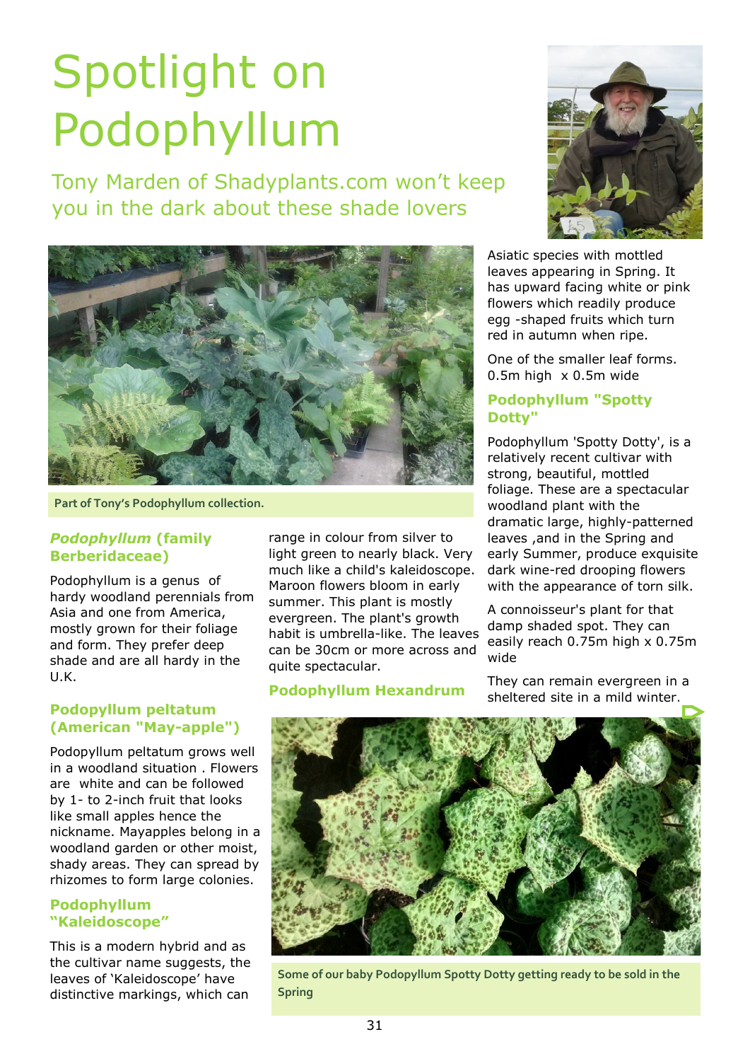# Spotlight on Podophyllum

Tony Marden of Shadyplants.com won't keep you in the dark about these shade lovers

Part of Tony's Podophyllum collection.

### *Podophyllum* (family Berberidaceae)

Podophyllum is a genus of hardy woodland perennials from Asia and one from America, mostly grown for their foliage and form. They prefer deep shade and are all hardy in the U.K.

### Podopyllum peltatum (American "May-apple")

Podopyllum peltatum grows well in a woodland situation . Flowers are white and can be followed by 1- to 2-inch fruit that looks like small apples hence the nickname. Mayapples belong in a woodland garden or other moist, shady areas. They can spread by rhizomes to form large colonies.

### Podophyllum "Kaleidoscope"

This is a modern hybrid and as the cultivar name suggests, the leaves of 'Kaleidoscope' have distinctive markings, which can range in colour from silver to light green to nearly black. Very much like a child's kaleidoscope. Maroon flowers bloom in early summer. This plant is mostly evergreen. The plant's growth habit is umbrella-like. The leaves can be 30cm or more across and quite spectacular.

### Podophyllum Hexandrum

Asiatic species with mottled leaves appearing in Spring. It has upward facing white or pink flowers which readily produce egg -shaped fruits which turn red in autumn when ripe.

One of the smaller leaf forms. 0.5m high x 0.5m wide

### Podophyllum "Spotty Dotty"

Podophyllum 'Spotty Dotty', is a relatively recent cultivar with strong, beautiful, mottled foliage. These are a spectacular woodland plant with the dramatic large, highly-patterned leaves ,and in the Spring and early Summer, produce exquisite dark wine-red drooping flowers with the appearance of torn silk.

A connoisseur's plant for that damp shaded spot. They can easily reach 0.75m high x 0.75m wide

They can remain evergreen in a sheltered site in a mild winter.

Some of our baby Podopyllum Spotty Dotty getting ready to be sold in the Spring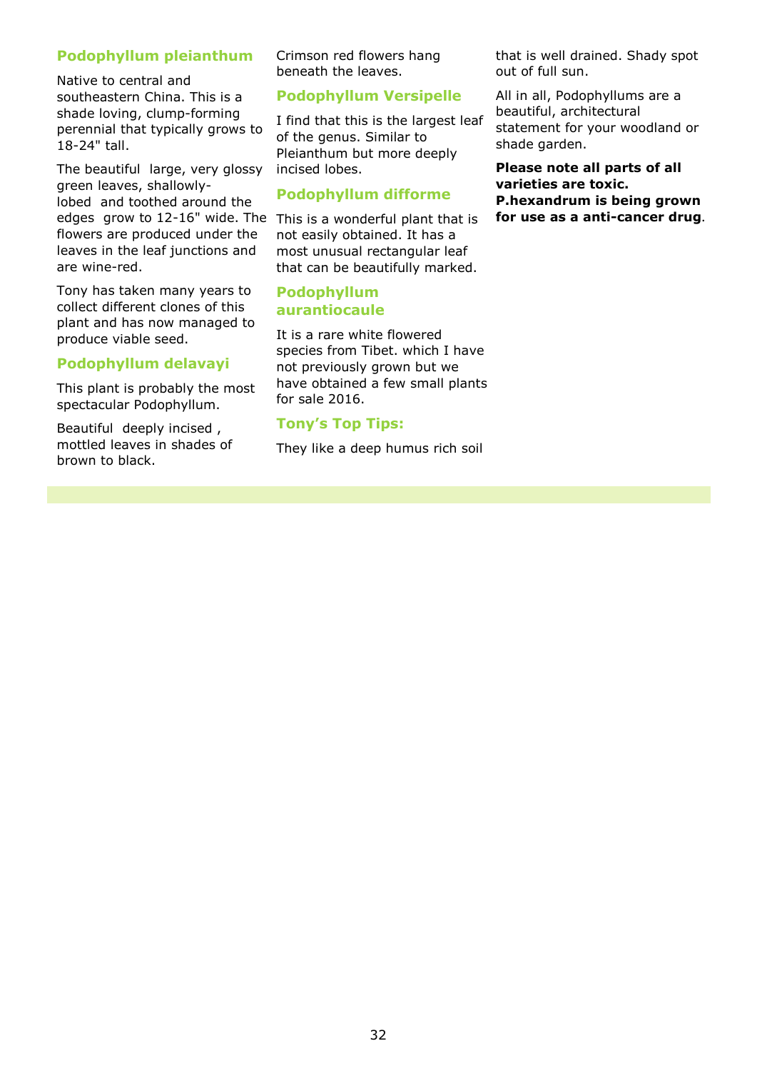## Podophyllum pleianthum

Native to central and southeastern China. This is a shade loving, clump-forming perennial that typically grows to 18-24" tall.

The beautiful large, very glossy green leaves, shallowly-lobed and toothed around the edges grow to 12-16" wide. The flowers are produced under the leaves in the leaf junctions and are wine-red.

Tony has taken many years to collect different clones of this plant and has now managed to produce viable seed.

## Podophyllum delavayi

This plant is probably the most spectacular Podophyllum.

Beautiful deeply incised , mottled leaves in shades of brown to black.

Crimson red flowers hang beneath the leaves.

## Podophyllum Versipelle

I find that this is the largest leaf of the genus. Similar to Pleianthum but more deeply incised lobes.

## Podophyllum difforme

This is a wonderful plant that is not easily obtained. It has a most unusual rectangular leaf that can be beautifully marked.

## Podophyllum aurantiocaule

It is a rare white flowered species from Tibet. which I have not previously grown but we have obtained a few small plants for sale 2016.

## Tony's Top Tips:

They like a deep humus rich soil that is well drained. Shady spot out of full sun.

All in all, Podophyllums are a beautiful, architectural statement for your woodland or shade garden.

**Please note all parts of all varieties are toxic. P.hexandrum is being grown for use as a anti-cancer drug**.